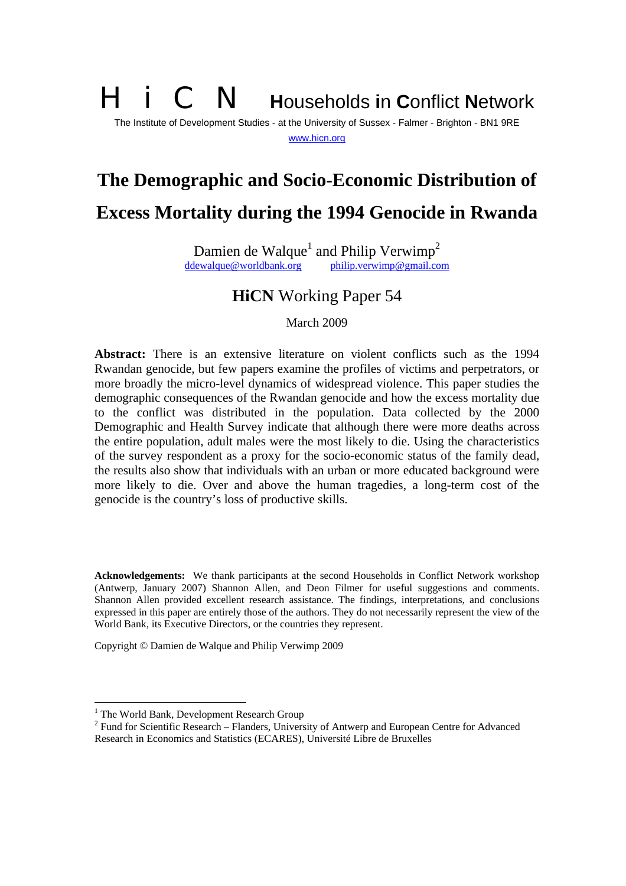H i C N **H**ouseholds **i**n **C**onflict **N**etwork

The Institute of Development Studies - at the University of Sussex - Falmer - Brighton - BN1 9RE

www.hicn.org

# The Demographic and Socio-Economic Distribution of Excess Mortality during the 1994 Genocide in Rwanda

Damien de Walque[1] and Philip Verwimp[2]

ddewalque@worldbank.org philip.verwimp@gmail.com

## **HiCN** Working Paper 54

March 2009

**Abstract:** There is an extensive literature on violent conflicts such as the 1994 Rwandan genocide, but few papers examine the profiles of victims and perpetrators, or more broadly the micro-level dynamics of widespread violence. This paper studies the demographic consequences of the Rwandan genocide and how the excess mortality due to the conflict was distributed in the population. Data collected by the 2000 Demographic and Health Survey indicate that although there were more deaths across the entire population, adult males were the most likely to die. Using the characteristics of the survey respondent as a proxy for the socio-economic status of the family dead, the results also show that individuals with an urban or more educated background were more likely to die. Over and above the human tragedies, a long-term cost of the genocide is the country's loss of productive skills.

**Acknowledgements:** We thank participants at the second Households in Conflict Network workshop (Antwerp, January 2007) Shannon Allen, and Deon Filmer for useful suggestions and comments. Shannon Allen provided excellent research assistance. The findings, interpretations, and conclusions expressed in this paper are entirely those of the authors. They do not necessarily represent the view of the World Bank, its Executive Directors, or the countries they represent.

Copyright © Damien de Walque and Philip Verwimp 2009

[1] The World Bank, Development Research Group

[2] Fund for Scientific Research – Flanders, University of Antwerp and European Centre for Advanced Research in Economics and Statistics (ECARES), Université Libre de Bruxelles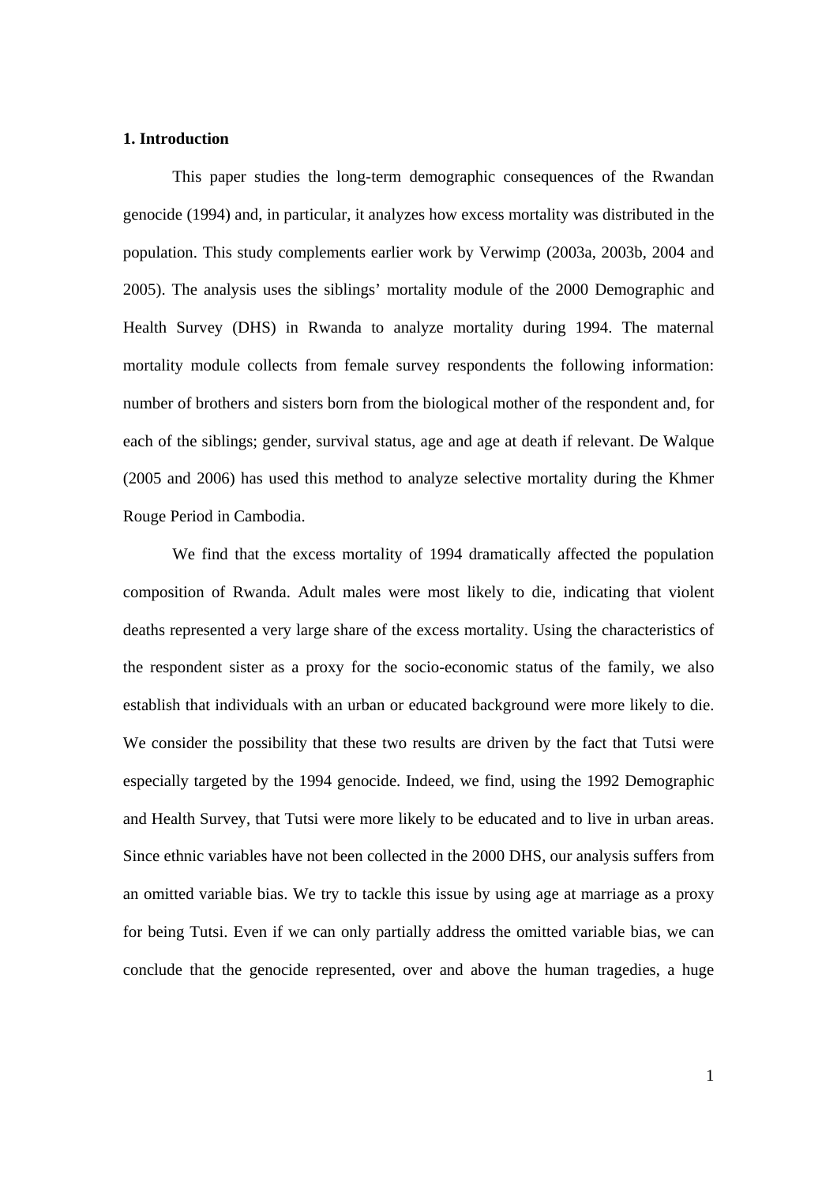## 1. Introduction

This paper studies the long-term demographic consequences of the Rwandan genocide (1994) and, in particular, it analyzes how excess mortality was distributed in the population. This study complements earlier work by Verwimp (2003a, 2003b, 2004 and 2005). The analysis uses the siblings' mortality module of the 2000 Demographic and Health Survey (DHS) in Rwanda to analyze mortality during 1994. The maternal mortality module collects from female survey respondents the following information: number of brothers and sisters born from the biological mother of the respondent and, for each of the siblings; gender, survival status, age and age at death if relevant. De Walque (2005 and 2006) has used this method to analyze selective mortality during the Khmer Rouge Period in Cambodia.

We find that the excess mortality of 1994 dramatically affected the population composition of Rwanda. Adult males were most likely to die, indicating that violent deaths represented a very large share of the excess mortality. Using the characteristics of the respondent sister as a proxy for the socio-economic status of the family, we also establish that individuals with an urban or educated background were more likely to die. We consider the possibility that these two results are driven by the fact that Tutsi were especially targeted by the 1994 genocide. Indeed, we find, using the 1992 Demographic and Health Survey, that Tutsi were more likely to be educated and to live in urban areas. Since ethnic variables have not been collected in the 2000 DHS, our analysis suffers from an omitted variable bias. We try to tackle this issue by using age at marriage as a proxy for being Tutsi. Even if we can only partially address the omitted variable bias, we can conclude that the genocide represented, over and above the human tragedies, a huge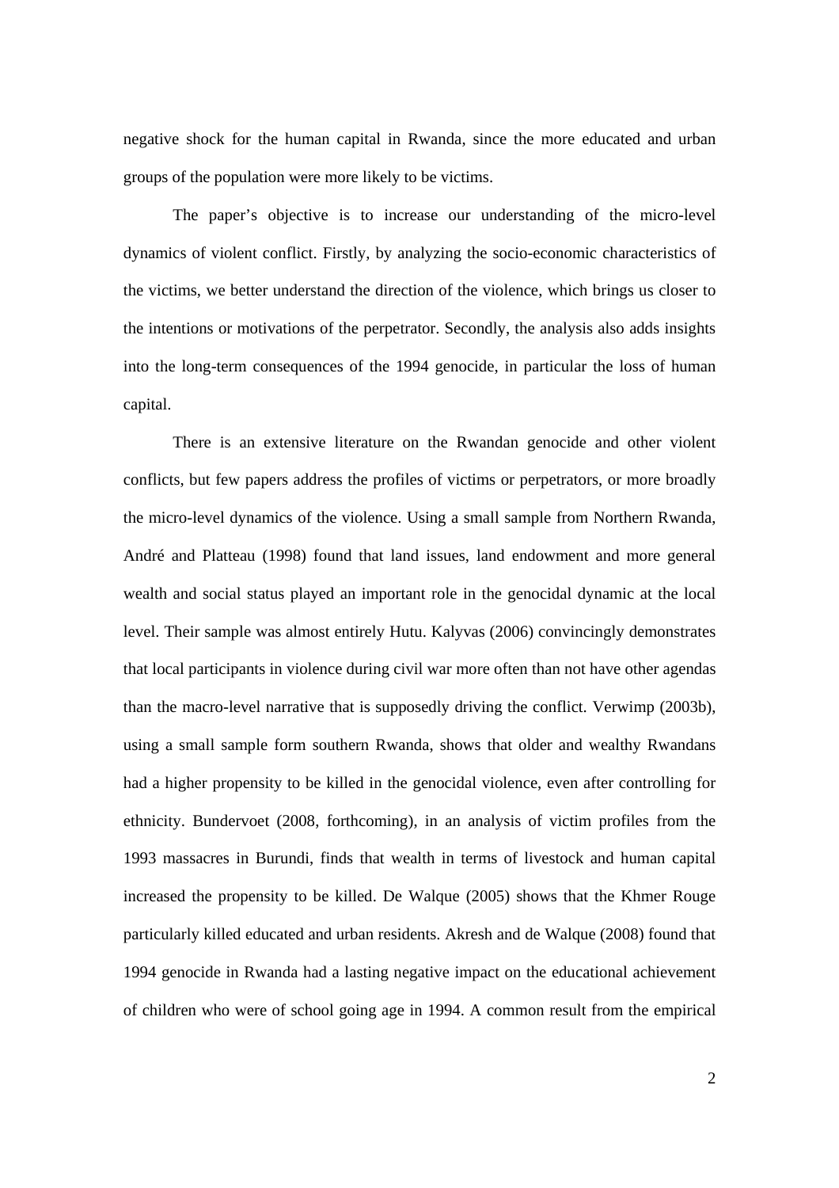negative shock for the human capital in Rwanda, since the more educated and urban groups of the population were more likely to be victims.

The paper's objective is to increase our understanding of the micro-level dynamics of violent conflict. Firstly, by analyzing the socio-economic characteristics of the victims, we better understand the direction of the violence, which brings us closer to the intentions or motivations of the perpetrator. Secondly, the analysis also adds insights into the long-term consequences of the 1994 genocide, in particular the loss of human capital.

There is an extensive literature on the Rwandan genocide and other violent conflicts, but few papers address the profiles of victims or perpetrators, or more broadly the micro-level dynamics of the violence. Using a small sample from Northern Rwanda, André and Platteau (1998) found that land issues, land endowment and more general wealth and social status played an important role in the genocidal dynamic at the local level. Their sample was almost entirely Hutu. Kalyvas (2006) convincingly demonstrates that local participants in violence during civil war more often than not have other agendas than the macro-level narrative that is supposedly driving the conflict. Verwimp (2003b), using a small sample form southern Rwanda, shows that older and wealthy Rwandans had a higher propensity to be killed in the genocidal violence, even after controlling for ethnicity. Bundervoet (2008, forthcoming), in an analysis of victim profiles from the 1993 massacres in Burundi, finds that wealth in terms of livestock and human capital increased the propensity to be killed. De Walque (2005) shows that the Khmer Rouge particularly killed educated and urban residents. Akresh and de Walque (2008) found that 1994 genocide in Rwanda had a lasting negative impact on the educational achievement of children who were of school going age in 1994. A common result from the empirical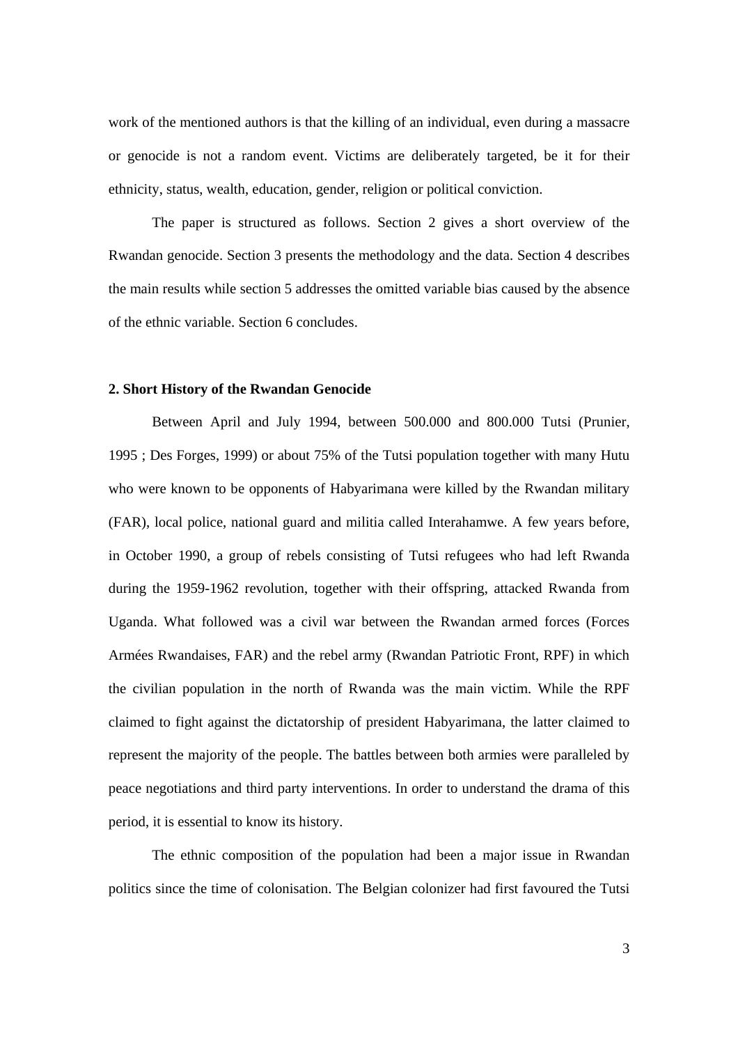work of the mentioned authors is that the killing of an individual, even during a massacre or genocide is not a random event. Victims are deliberately targeted, be it for their ethnicity, status, wealth, education, gender, religion or political conviction.

The paper is structured as follows. Section 2 gives a short overview of the Rwandan genocide. Section 3 presents the methodology and the data. Section 4 describes the main results while section 5 addresses the omitted variable bias caused by the absence of the ethnic variable. Section 6 concludes.

## 2. Short History of the Rwandan Genocide

Between April and July 1994, between 500.000 and 800.000 Tutsi (Prunier, 1995 ; Des Forges, 1999) or about 75% of the Tutsi population together with many Hutu who were known to be opponents of Habyarimana were killed by the Rwandan military (FAR), local police, national guard and militia called Interahamwe. A few years before, in October 1990, a group of rebels consisting of Tutsi refugees who had left Rwanda during the 1959-1962 revolution, together with their offspring, attacked Rwanda from Uganda. What followed was a civil war between the Rwandan armed forces (Forces Armées Rwandaises, FAR) and the rebel army (Rwandan Patriotic Front, RPF) in which the civilian population in the north of Rwanda was the main victim. While the RPF claimed to fight against the dictatorship of president Habyarimana, the latter claimed to represent the majority of the people. The battles between both armies were paralleled by peace negotiations and third party interventions. In order to understand the drama of this period, it is essential to know its history.

The ethnic composition of the population had been a major issue in Rwandan politics since the time of colonisation. The Belgian colonizer had first favoured the Tutsi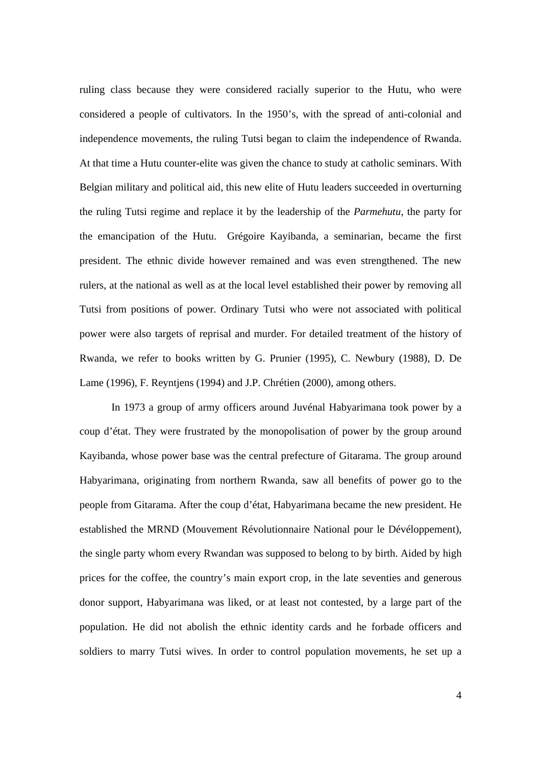ruling class because they were considered racially superior to the Hutu, who were considered a people of cultivators. In the 1950's, with the spread of anti-colonial and independence movements, the ruling Tutsi began to claim the independence of Rwanda. At that time a Hutu counter-elite was given the chance to study at catholic seminars. With Belgian military and political aid, this new elite of Hutu leaders succeeded in overturning the ruling Tutsi regime and replace it by the leadership of the *Parmehutu*, the party for the emancipation of the Hutu. Grégoire Kayibanda, a seminarian, became the first president. The ethnic divide however remained and was even strengthened. The new rulers, at the national as well as at the local level established their power by removing all Tutsi from positions of power. Ordinary Tutsi who were not associated with political power were also targets of reprisal and murder. For detailed treatment of the history of Rwanda, we refer to books written by G. Prunier (1995), C. Newbury (1988), D. De Lame (1996), F. Reyntjens (1994) and J.P. Chrétien (2000), among others.

In 1973 a group of army officers around Juvénal Habyarimana took power by a coup d'état. They were frustrated by the monopolisation of power by the group around Kayibanda, whose power base was the central prefecture of Gitarama. The group around Habyarimana, originating from northern Rwanda, saw all benefits of power go to the people from Gitarama. After the coup d'état, Habyarimana became the new president. He established the MRND (Mouvement Révolutionnaire National pour le Dévéloppement), the single party whom every Rwandan was supposed to belong to by birth. Aided by high prices for the coffee, the country's main export crop, in the late seventies and generous donor support, Habyarimana was liked, or at least not contested, by a large part of the population. He did not abolish the ethnic identity cards and he forbade officers and soldiers to marry Tutsi wives. In order to control population movements, he set up a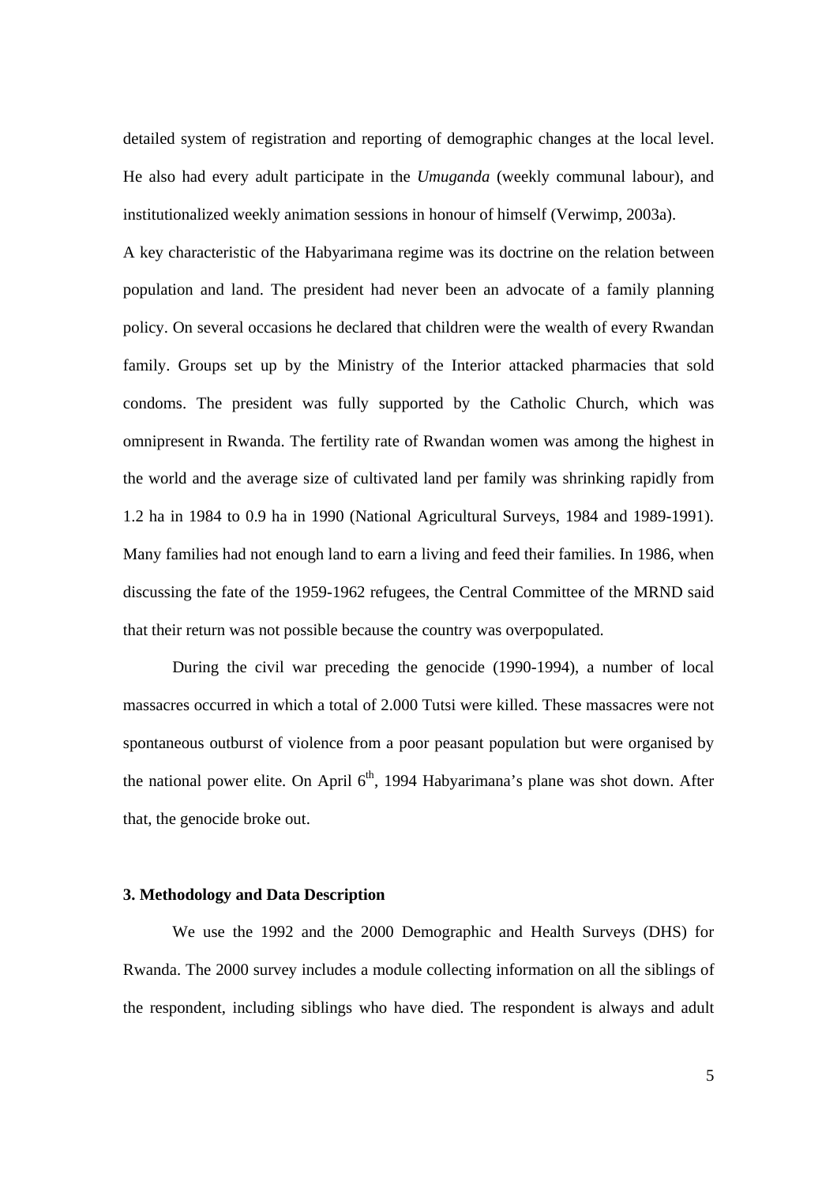detailed system of registration and reporting of demographic changes at the local level. He also had every adult participate in the *Umuganda* (weekly communal labour), and institutionalized weekly animation sessions in honour of himself (Verwimp, 2003a).

A key characteristic of the Habyarimana regime was its doctrine on the relation between population and land. The president had never been an advocate of a family planning policy. On several occasions he declared that children were the wealth of every Rwandan family. Groups set up by the Ministry of the Interior attacked pharmacies that sold condoms. The president was fully supported by the Catholic Church, which was omnipresent in Rwanda. The fertility rate of Rwandan women was among the highest in the world and the average size of cultivated land per family was shrinking rapidly from 1.2 ha in 1984 to 0.9 ha in 1990 (National Agricultural Surveys, 1984 and 1989-1991). Many families had not enough land to earn a living and feed their families. In 1986, when discussing the fate of the 1959-1962 refugees, the Central Committee of the MRND said that their return was not possible because the country was overpopulated.

During the civil war preceding the genocide (1990-1994), a number of local massacres occurred in which a total of 2.000 Tutsi were killed. These massacres were not spontaneous outburst of violence from a poor peasant population but were organised by the national power elite. On April 6th, 1994 Habyarimana's plane was shot down. After that, the genocide broke out.

### 3. Methodology and Data Description

We use the 1992 and the 2000 Demographic and Health Surveys (DHS) for Rwanda. The 2000 survey includes a module collecting information on all the siblings of the respondent, including siblings who have died. The respondent is always and adult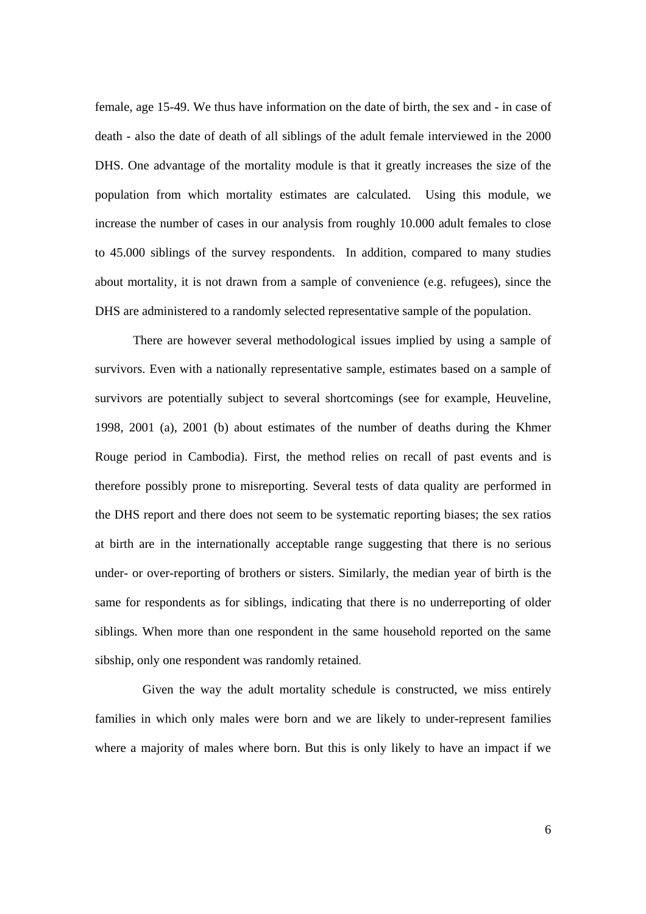female, age 15-49. We thus have information on the date of birth, the sex and - in case of death - also the date of death of all siblings of the adult female interviewed in the 2000 DHS. One advantage of the mortality module is that it greatly increases the size of the population from which mortality estimates are calculated. Using this module, we increase the number of cases in our analysis from roughly 10.000 adult females to close to 45.000 siblings of the survey respondents. In addition, compared to many studies about mortality, it is not drawn from a sample of convenience (e.g. refugees), since the DHS are administered to a randomly selected representative sample of the population.

There are however several methodological issues implied by using a sample of survivors. Even with a nationally representative sample, estimates based on a sample of survivors are potentially subject to several shortcomings (see for example, Heuveline, 1998, 2001 (a), 2001 (b) about estimates of the number of deaths during the Khmer Rouge period in Cambodia). First, the method relies on recall of past events and is therefore possibly prone to misreporting. Several tests of data quality are performed in the DHS report and there does not seem to be systematic reporting biases; the sex ratios at birth are in the internationally acceptable range suggesting that there is no serious under- or over-reporting of brothers or sisters. Similarly, the median year of birth is the same for respondents as for siblings, indicating that there is no underreporting of older siblings. When more than one respondent in the same household reported on the same sibship, only one respondent was randomly retained.

Given the way the adult mortality schedule is constructed, we miss entirely families in which only males were born and we are likely to under-represent families where a majority of males where born. But this is only likely to have an impact if we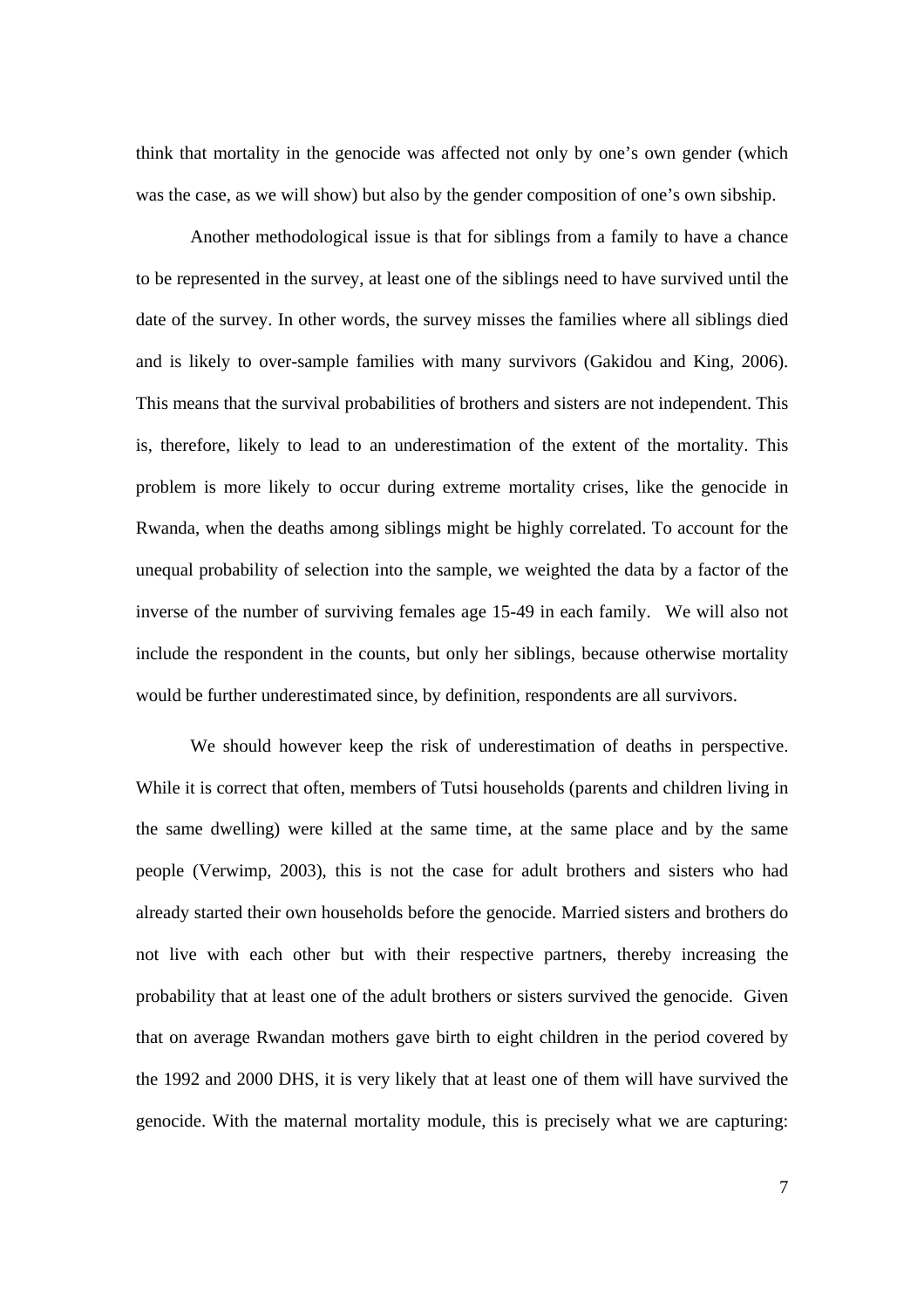think that mortality in the genocide was affected not only by one's own gender (which was the case, as we will show) but also by the gender composition of one's own sibship.

Another methodological issue is that for siblings from a family to have a chance to be represented in the survey, at least one of the siblings need to have survived until the date of the survey. In other words, the survey misses the families where all siblings died and is likely to over-sample families with many survivors (Gakidou and King, 2006). This means that the survival probabilities of brothers and sisters are not independent. This is, therefore, likely to lead to an underestimation of the extent of the mortality. This problem is more likely to occur during extreme mortality crises, like the genocide in Rwanda, when the deaths among siblings might be highly correlated. To account for the unequal probability of selection into the sample, we weighted the data by a factor of the inverse of the number of surviving females age 15-49 in each family. We will also not include the respondent in the counts, but only her siblings, because otherwise mortality would be further underestimated since, by definition, respondents are all survivors.

We should however keep the risk of underestimation of deaths in perspective. While it is correct that often, members of Tutsi households (parents and children living in the same dwelling) were killed at the same time, at the same place and by the same people (Verwimp, 2003), this is not the case for adult brothers and sisters who had already started their own households before the genocide. Married sisters and brothers do not live with each other but with their respective partners, thereby increasing the probability that at least one of the adult brothers or sisters survived the genocide. Given that on average Rwandan mothers gave birth to eight children in the period covered by the 1992 and 2000 DHS, it is very likely that at least one of them will have survived the genocide. With the maternal mortality module, this is precisely what we are capturing: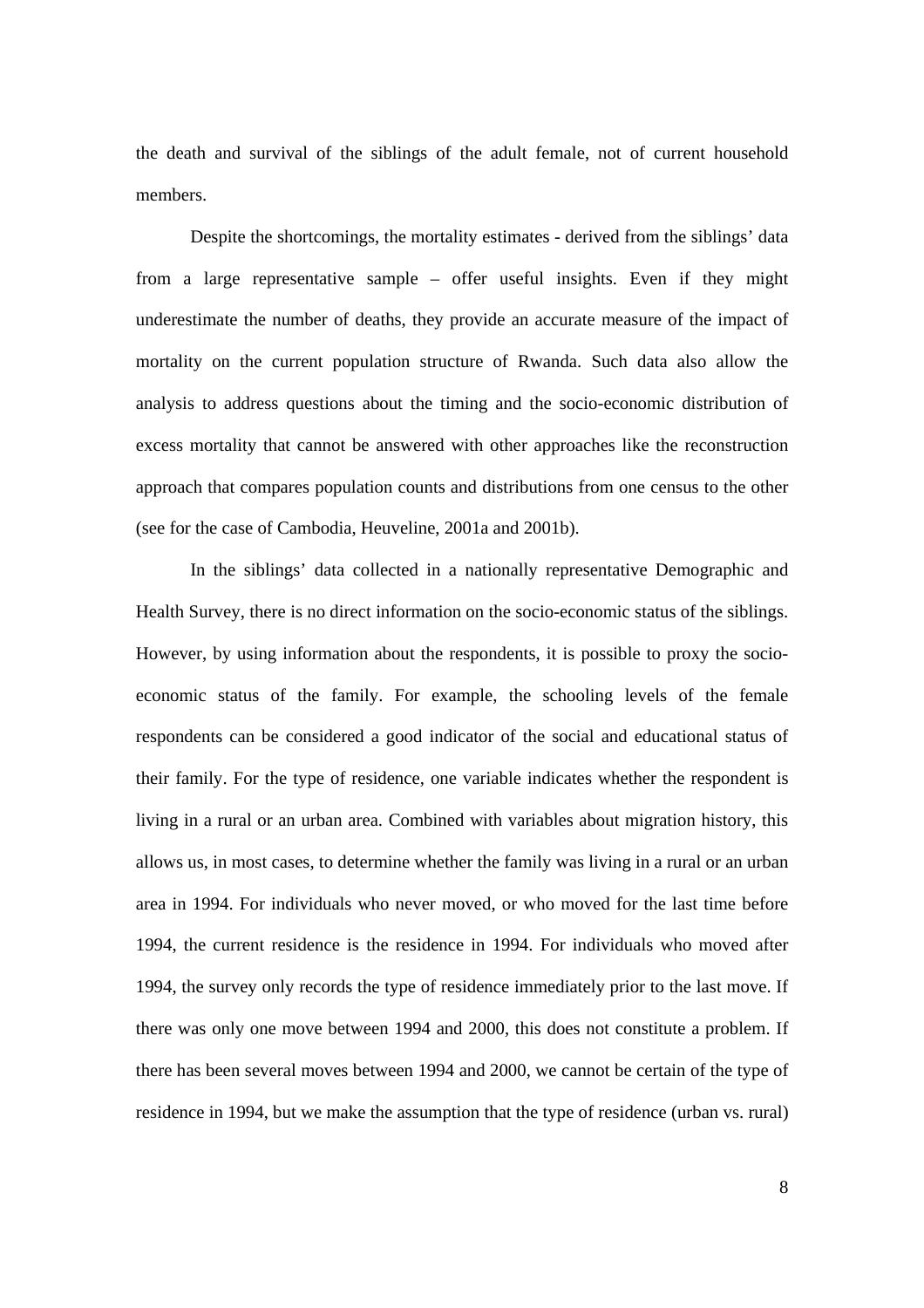the death and survival of the siblings of the adult female, not of current household members.

Despite the shortcomings, the mortality estimates - derived from the siblings' data from a large representative sample – offer useful insights. Even if they might underestimate the number of deaths, they provide an accurate measure of the impact of mortality on the current population structure of Rwanda. Such data also allow the analysis to address questions about the timing and the socio-economic distribution of excess mortality that cannot be answered with other approaches like the reconstruction approach that compares population counts and distributions from one census to the other (see for the case of Cambodia, Heuveline, 2001a and 2001b).

In the siblings' data collected in a nationally representative Demographic and Health Survey, there is no direct information on the socio-economic status of the siblings. However, by using information about the respondents, it is possible to proxy the socio-economic status of the family. For example, the schooling levels of the female respondents can be considered a good indicator of the social and educational status of their family. For the type of residence, one variable indicates whether the respondent is living in a rural or an urban area. Combined with variables about migration history, this allows us, in most cases, to determine whether the family was living in a rural or an urban area in 1994. For individuals who never moved, or who moved for the last time before 1994, the current residence is the residence in 1994. For individuals who moved after 1994, the survey only records the type of residence immediately prior to the last move. If there was only one move between 1994 and 2000, this does not constitute a problem. If there has been several moves between 1994 and 2000, we cannot be certain of the type of residence in 1994, but we make the assumption that the type of residence (urban vs. rural)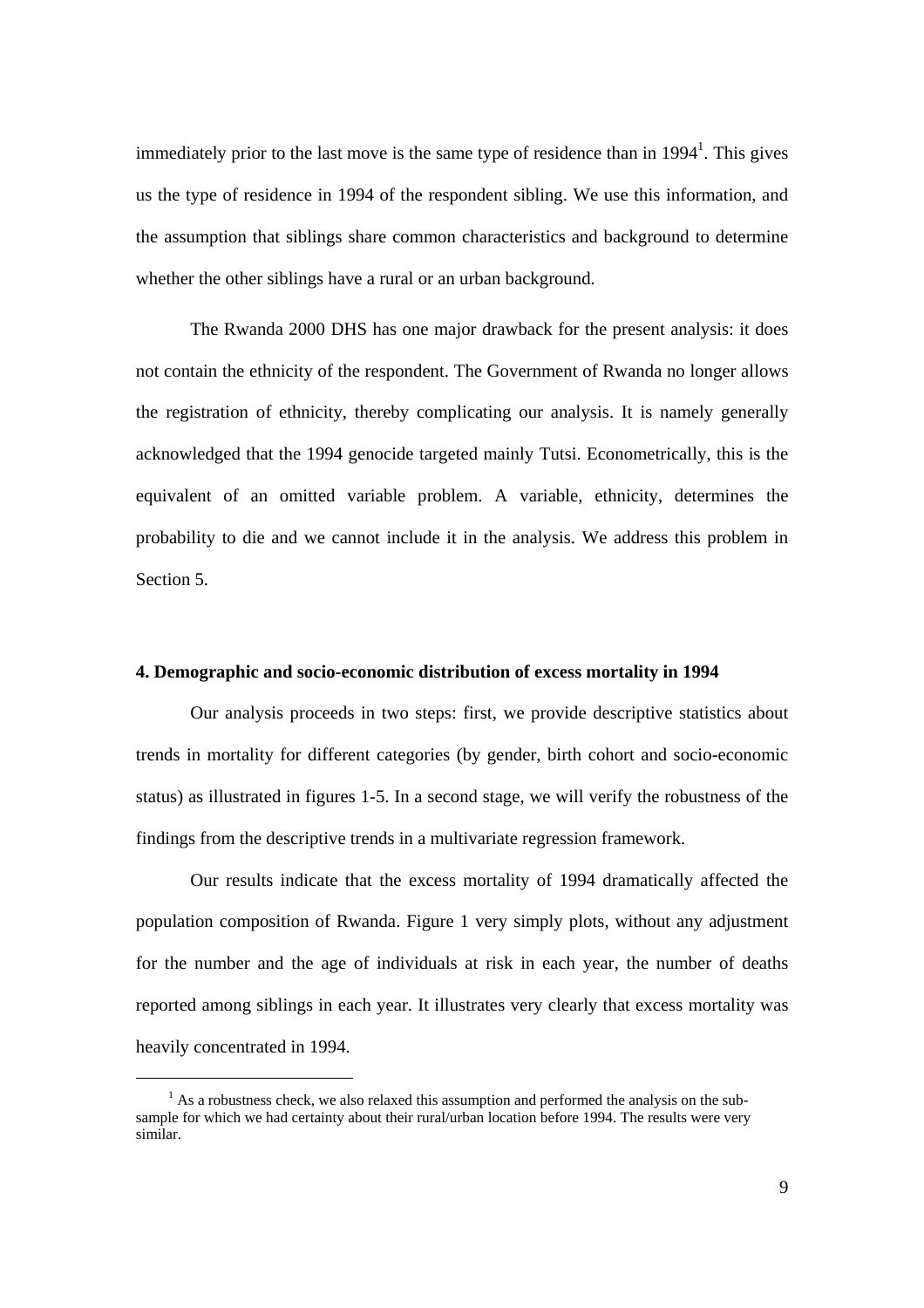immediately prior to the last move is the same type of residence than in 1994[1]. This gives us the type of residence in 1994 of the respondent sibling. We use this information, and the assumption that siblings share common characteristics and background to determine whether the other siblings have a rural or an urban background.

The Rwanda 2000 DHS has one major drawback for the present analysis: it does not contain the ethnicity of the respondent. The Government of Rwanda no longer allows the registration of ethnicity, thereby complicating our analysis. It is namely generally acknowledged that the 1994 genocide targeted mainly Tutsi. Econometrically, this is the equivalent of an omitted variable problem. A variable, ethnicity, determines the probability to die and we cannot include it in the analysis. We address this problem in Section 5.

### 4. Demographic and socio-economic distribution of excess mortality in 1994

Our analysis proceeds in two steps: first, we provide descriptive statistics about trends in mortality for different categories (by gender, birth cohort and socio-economic status) as illustrated in figures 1-5. In a second stage, we will verify the robustness of the findings from the descriptive trends in a multivariate regression framework.

Our results indicate that the excess mortality of 1994 dramatically affected the population composition of Rwanda. Figure 1 very simply plots, without any adjustment for the number and the age of individuals at risk in each year, the number of deaths reported among siblings in each year. It illustrates very clearly that excess mortality was heavily concentrated in 1994.

[1] As a robustness check, we also relaxed this assumption and performed the analysis on the sub-sample for which we had certainty about their rural/urban location before 1994. The results were very similar.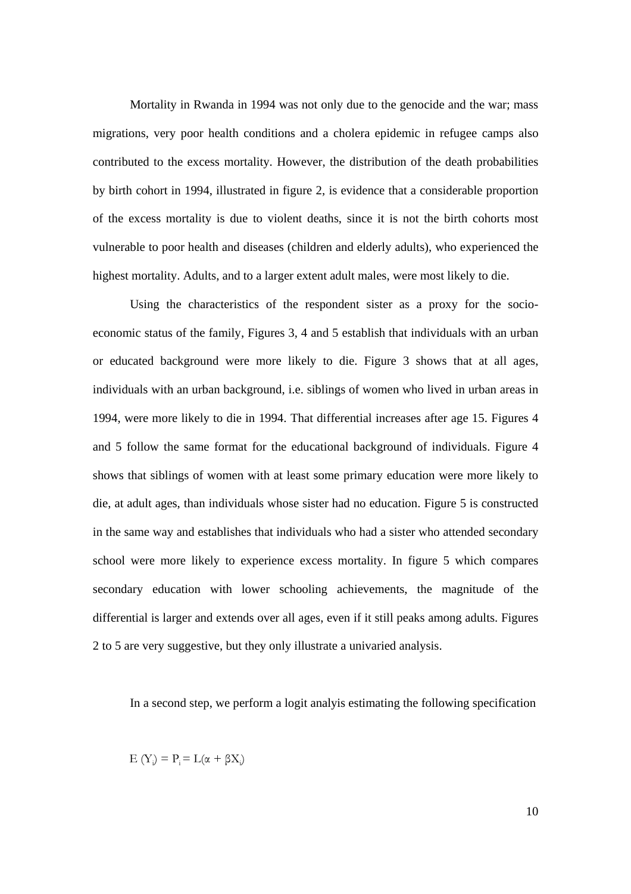Mortality in Rwanda in 1994 was not only due to the genocide and the war; mass migrations, very poor health conditions and a cholera epidemic in refugee camps also contributed to the excess mortality. However, the distribution of the death probabilities by birth cohort in 1994, illustrated in figure 2, is evidence that a considerable proportion of the excess mortality is due to violent deaths, since it is not the birth cohorts most vulnerable to poor health and diseases (children and elderly adults), who experienced the highest mortality. Adults, and to a larger extent adult males, were most likely to die.

Using the characteristics of the respondent sister as a proxy for the socio-economic status of the family, Figures 3, 4 and 5 establish that individuals with an urban or educated background were more likely to die. Figure 3 shows that at all ages, individuals with an urban background, i.e. siblings of women who lived in urban areas in 1994, were more likely to die in 1994. That differential increases after age 15. Figures 4 and 5 follow the same format for the educational background of individuals. Figure 4 shows that siblings of women with at least some primary education were more likely to die, at adult ages, than individuals whose sister had no education. Figure 5 is constructed in the same way and establishes that individuals who had a sister who attended secondary school were more likely to experience excess mortality. In figure 5 which compares secondary education with lower schooling achievements, the magnitude of the differential is larger and extends over all ages, even if it still peaks among adults. Figures 2 to 5 are very suggestive, but they only illustrate a univaried analysis.

In a second step, we perform a logit analyis estimating the following specification

$$E\,(Y_i) = P_i = L(\alpha + \beta X_i)$$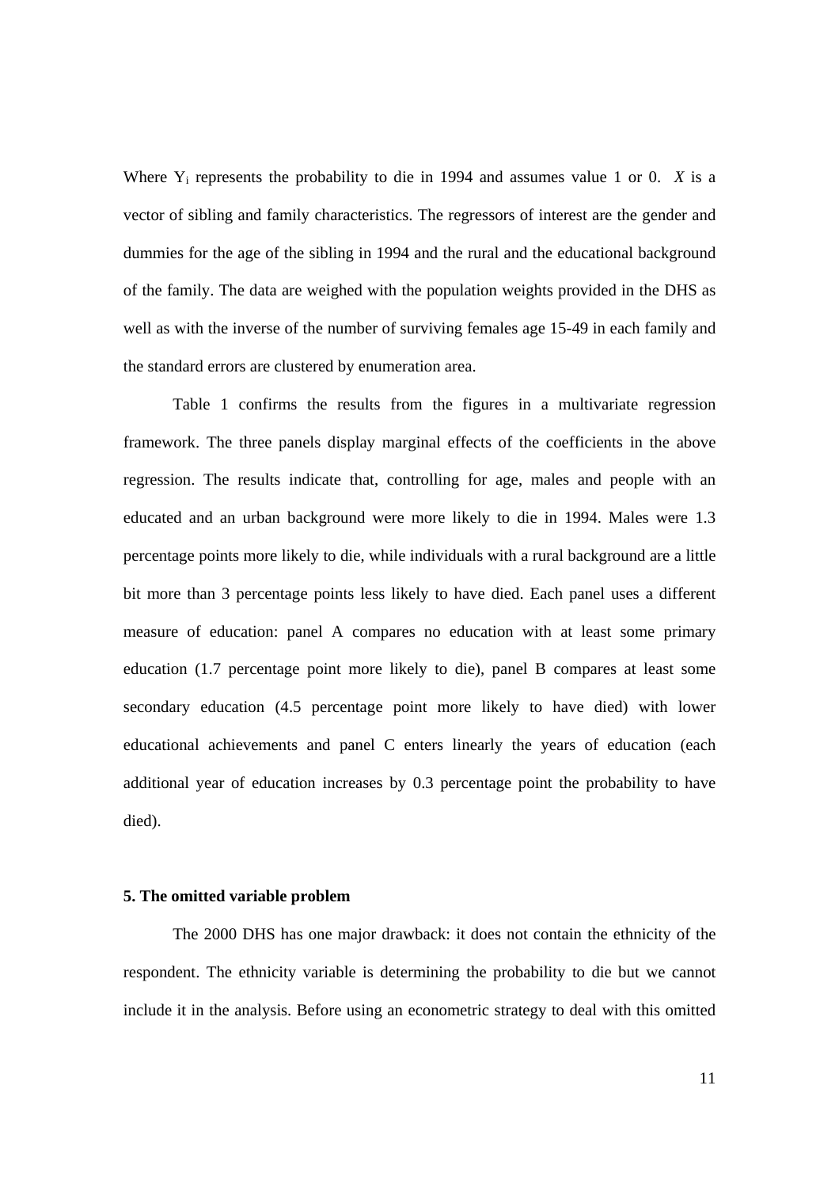Where $Y_i$ represents the probability to die in 1994 and assumes value 1 or 0. $X$ is a vector of sibling and family characteristics. The regressors of interest are the gender and dummies for the age of the sibling in 1994 and the rural and the educational background of the family. The data are weighed with the population weights provided in the DHS as well as with the inverse of the number of surviving females age 15-49 in each family and the standard errors are clustered by enumeration area.

Table 1 confirms the results from the figures in a multivariate regression framework. The three panels display marginal effects of the coefficients in the above regression. The results indicate that, controlling for age, males and people with an educated and an urban background were more likely to die in 1994. Males were 1.3 percentage points more likely to die, while individuals with a rural background are a little bit more than 3 percentage points less likely to have died. Each panel uses a different measure of education: panel A compares no education with at least some primary education (1.7 percentage point more likely to die), panel B compares at least some secondary education (4.5 percentage point more likely to have died) with lower educational achievements and panel C enters linearly the years of education (each additional year of education increases by 0.3 percentage point the probability to have died).

#### 5. The omitted variable problem

The 2000 DHS has one major drawback: it does not contain the ethnicity of the respondent. The ethnicity variable is determining the probability to die but we cannot include it in the analysis. Before using an econometric strategy to deal with this omitted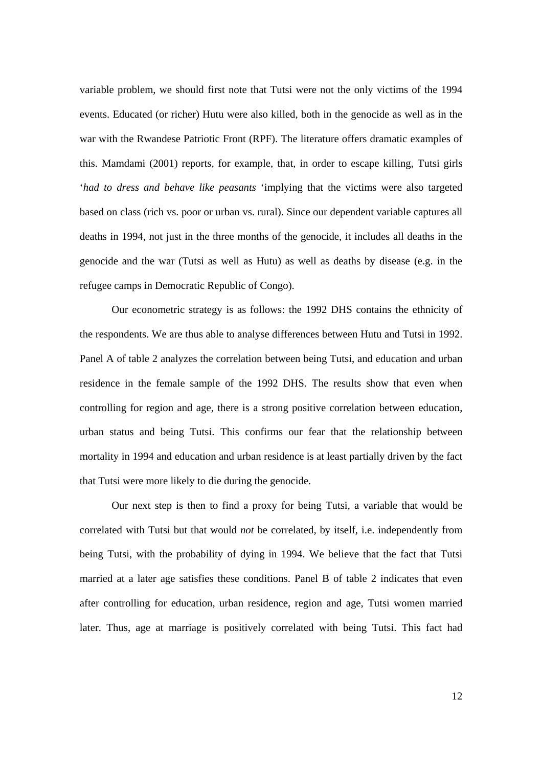variable problem, we should first note that Tutsi were not the only victims of the 1994 events. Educated (or richer) Hutu were also killed, both in the genocide as well as in the war with the Rwandese Patriotic Front (RPF). The literature offers dramatic examples of this. Mamdami (2001) reports, for example, that, in order to escape killing, Tutsi girls '*had to dress and behave like peasants* 'implying that the victims were also targeted based on class (rich vs. poor or urban vs. rural). Since our dependent variable captures all deaths in 1994, not just in the three months of the genocide, it includes all deaths in the genocide and the war (Tutsi as well as Hutu) as well as deaths by disease (e.g. in the refugee camps in Democratic Republic of Congo).

Our econometric strategy is as follows: the 1992 DHS contains the ethnicity of the respondents. We are thus able to analyse differences between Hutu and Tutsi in 1992. Panel A of table 2 analyzes the correlation between being Tutsi, and education and urban residence in the female sample of the 1992 DHS. The results show that even when controlling for region and age, there is a strong positive correlation between education, urban status and being Tutsi. This confirms our fear that the relationship between mortality in 1994 and education and urban residence is at least partially driven by the fact that Tutsi were more likely to die during the genocide.

Our next step is then to find a proxy for being Tutsi, a variable that would be correlated with Tutsi but that would *not* be correlated, by itself, i.e. independently from being Tutsi, with the probability of dying in 1994. We believe that the fact that Tutsi married at a later age satisfies these conditions. Panel B of table 2 indicates that even after controlling for education, urban residence, region and age, Tutsi women married later. Thus, age at marriage is positively correlated with being Tutsi. This fact had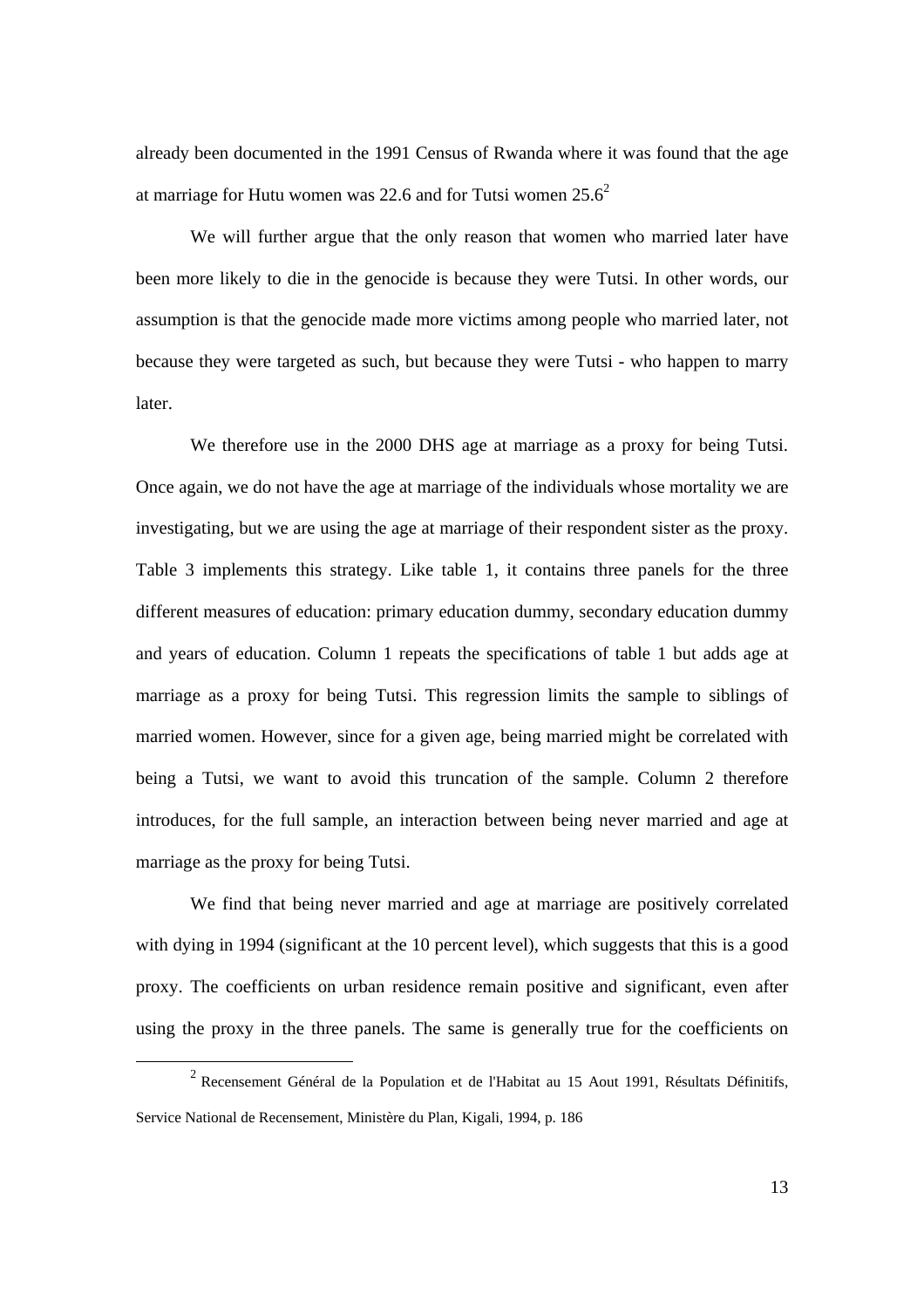already been documented in the 1991 Census of Rwanda where it was found that the age at marriage for Hutu women was 22.6 and for Tutsi women 25.6[2]

We will further argue that the only reason that women who married later have been more likely to die in the genocide is because they were Tutsi. In other words, our assumption is that the genocide made more victims among people who married later, not because they were targeted as such, but because they were Tutsi - who happen to marry later.

We therefore use in the 2000 DHS age at marriage as a proxy for being Tutsi. Once again, we do not have the age at marriage of the individuals whose mortality we are investigating, but we are using the age at marriage of their respondent sister as the proxy. Table 3 implements this strategy. Like table 1, it contains three panels for the three different measures of education: primary education dummy, secondary education dummy and years of education. Column 1 repeats the specifications of table 1 but adds age at marriage as a proxy for being Tutsi. This regression limits the sample to siblings of married women. However, since for a given age, being married might be correlated with being a Tutsi, we want to avoid this truncation of the sample. Column 2 therefore introduces, for the full sample, an interaction between being never married and age at marriage as the proxy for being Tutsi.

We find that being never married and age at marriage are positively correlated with dying in 1994 (significant at the 10 percent level), which suggests that this is a good proxy. The coefficients on urban residence remain positive and significant, even after using the proxy in the three panels. The same is generally true for the coefficients on

[2] Recensement Général de la Population et de l'Habitat au 15 Aout 1991, Résultats Définitifs, Service National de Recensement, Ministère du Plan, Kigali, 1994, p. 186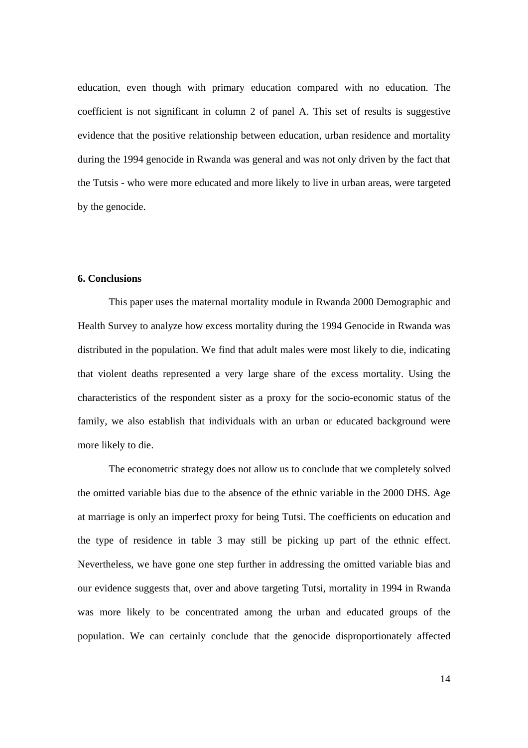education, even though with primary education compared with no education. The coefficient is not significant in column 2 of panel A. This set of results is suggestive evidence that the positive relationship between education, urban residence and mortality during the 1994 genocide in Rwanda was general and was not only driven by the fact that the Tutsis - who were more educated and more likely to live in urban areas, were targeted by the genocide.

### 6. Conclusions

This paper uses the maternal mortality module in Rwanda 2000 Demographic and Health Survey to analyze how excess mortality during the 1994 Genocide in Rwanda was distributed in the population. We find that adult males were most likely to die, indicating that violent deaths represented a very large share of the excess mortality. Using the characteristics of the respondent sister as a proxy for the socio-economic status of the family, we also establish that individuals with an urban or educated background were more likely to die.

The econometric strategy does not allow us to conclude that we completely solved the omitted variable bias due to the absence of the ethnic variable in the 2000 DHS. Age at marriage is only an imperfect proxy for being Tutsi. The coefficients on education and the type of residence in table 3 may still be picking up part of the ethnic effect. Nevertheless, we have gone one step further in addressing the omitted variable bias and our evidence suggests that, over and above targeting Tutsi, mortality in 1994 in Rwanda was more likely to be concentrated among the urban and educated groups of the population. We can certainly conclude that the genocide disproportionately affected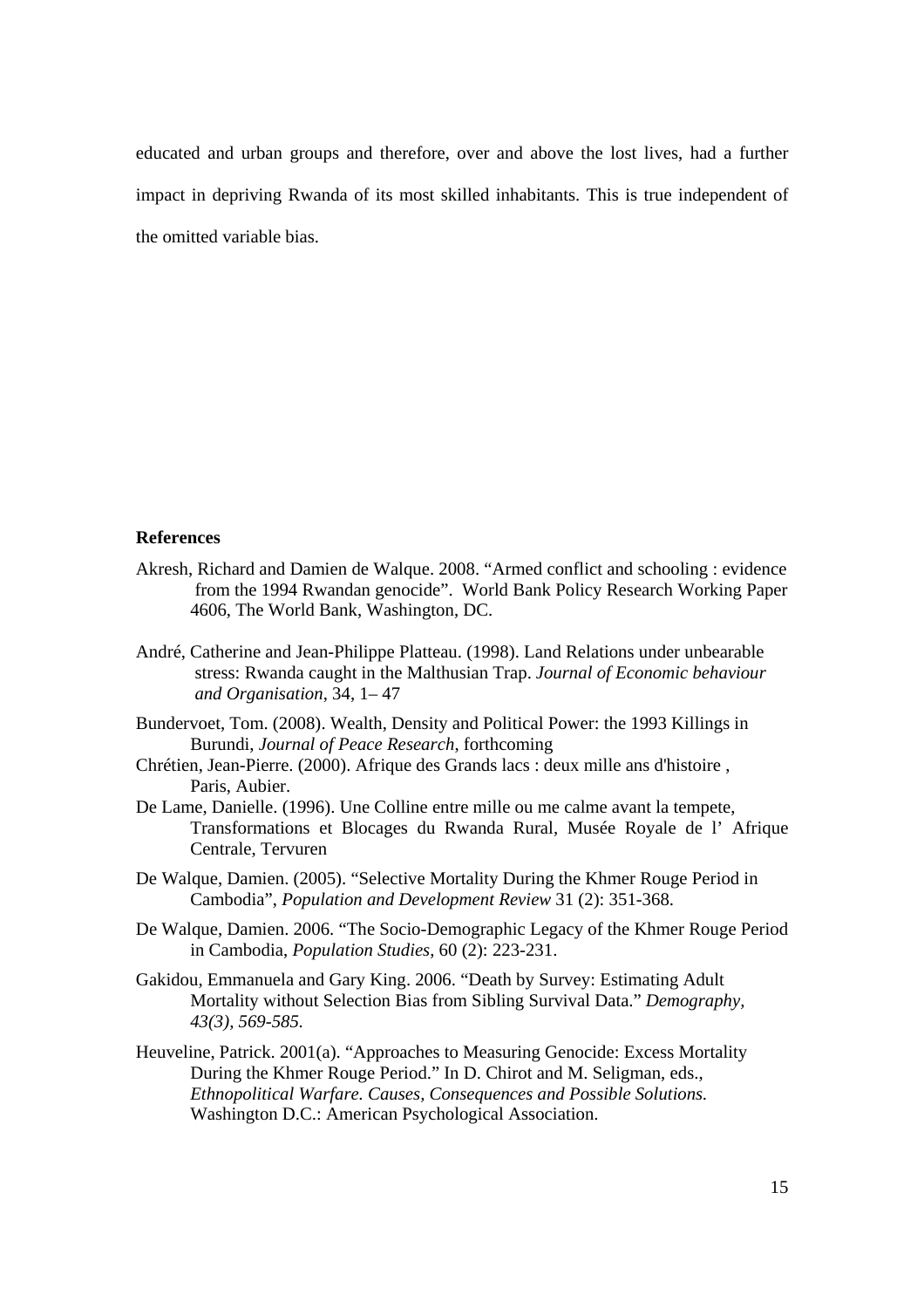educated and urban groups and therefore, over and above the lost lives, had a further impact in depriving Rwanda of its most skilled inhabitants. This is true independent of the omitted variable bias.

**References**

Akresh, Richard and Damien de Walque. 2008. "Armed conflict and schooling : evidence from the 1994 Rwandan genocide". World Bank Policy Research Working Paper 4606, The World Bank, Washington, DC.

André, Catherine and Jean-Philippe Platteau. (1998). Land Relations under unbearable stress: Rwanda caught in the Malthusian Trap. *Journal of Economic behaviour and Organisation*, 34, 1– 47

Bundervoet, Tom. (2008). Wealth, Density and Political Power: the 1993 Killings in Burundi, *Journal of Peace Research*, forthcoming

Chrétien, Jean-Pierre. (2000). Afrique des Grands lacs : deux mille ans d'histoire , Paris, Aubier.

De Lame, Danielle. (1996). Une Colline entre mille ou me calme avant la tempete, Transformations et Blocages du Rwanda Rural, Musée Royale de l' Afrique Centrale, Tervuren

De Walque, Damien. (2005). "Selective Mortality During the Khmer Rouge Period in Cambodia", *Population and Development Review* 31 (2): 351-368.

De Walque, Damien. 2006. "The Socio-Demographic Legacy of the Khmer Rouge Period in Cambodia, *Population Studies*, 60 (2): 223-231.

Gakidou, Emmanuela and Gary King. 2006. "Death by Survey: Estimating Adult Mortality without Selection Bias from Sibling Survival Data." *Demography, 43(3), 569-585.*

Heuveline, Patrick. 2001(a). "Approaches to Measuring Genocide: Excess Mortality During the Khmer Rouge Period." In D. Chirot and M. Seligman, eds., *Ethnopolitical Warfare. Causes, Consequences and Possible Solutions.* Washington D.C.: American Psychological Association.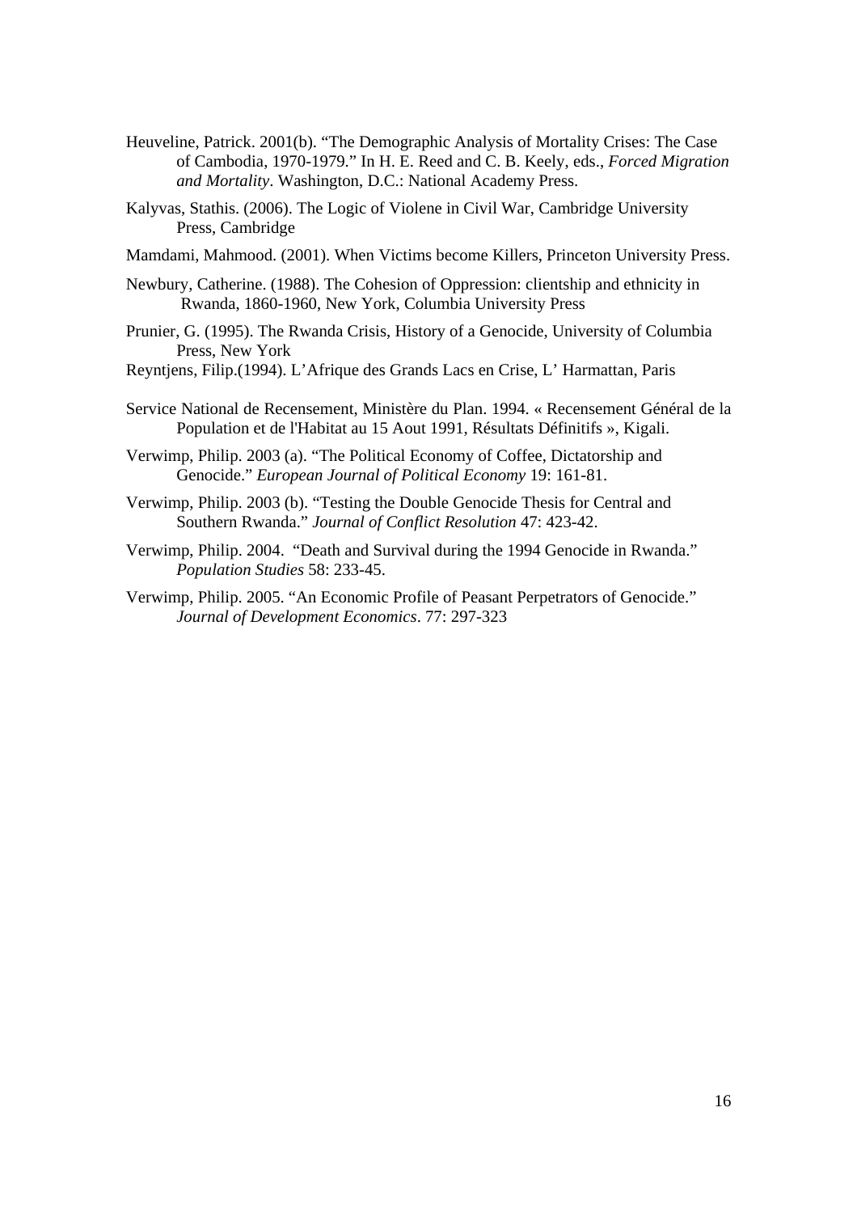Heuveline, Patrick. 2001(b). "The Demographic Analysis of Mortality Crises: The Case of Cambodia, 1970-1979." In H. E. Reed and C. B. Keely, eds., *Forced Migration and Mortality*. Washington, D.C.: National Academy Press.

Kalyvas, Stathis. (2006). The Logic of Violene in Civil War, Cambridge University Press, Cambridge

Mamdami, Mahmood. (2001). When Victims become Killers, Princeton University Press.

Newbury, Catherine. (1988). The Cohesion of Oppression: clientship and ethnicity in Rwanda, 1860-1960, New York, Columbia University Press

Prunier, G. (1995). The Rwanda Crisis, History of a Genocide, University of Columbia Press, New York

Reyntjens, Filip.(1994). L'Afrique des Grands Lacs en Crise, L' Harmattan, Paris

Service National de Recensement, Ministère du Plan. 1994. « Recensement Général de la Population et de l'Habitat au 15 Aout 1991, Résultats Définitifs », Kigali.

Verwimp, Philip. 2003 (a). "The Political Economy of Coffee, Dictatorship and Genocide." *European Journal of Political Economy* 19: 161-81.

Verwimp, Philip. 2003 (b). "Testing the Double Genocide Thesis for Central and Southern Rwanda." *Journal of Conflict Resolution* 47: 423-42.

Verwimp, Philip. 2004. "Death and Survival during the 1994 Genocide in Rwanda." *Population Studies* 58: 233-45.

Verwimp, Philip. 2005. "An Economic Profile of Peasant Perpetrators of Genocide." *Journal of Development Economics*. 77: 297-323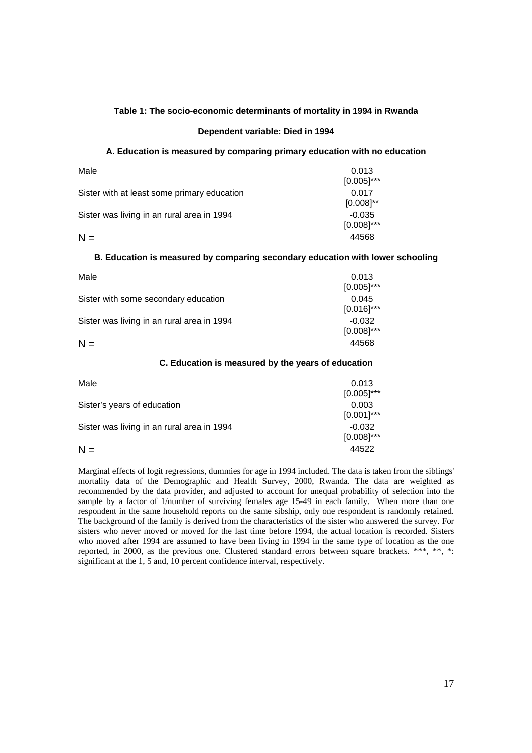**Table 1: The socio-economic determinants of mortality in 1994 in Rwanda**

**Dependent variable: Died in 1994**

**A. Education is measured by comparing primary education with no education**

| | |
|---|---|
| Male | 0.013 |
| | [0.005]*** |
| Sister with at least some primary education | 0.017 |
| | [0.008]** |
| Sister was living in an rural area in 1994 | -0.035 |
| | [0.008]*** |
| N = | 44568 |

**B. Education is measured by comparing secondary education with lower schooling**

| | |
|---|---|
| Male | 0.013 |
| | [0.005]*** |
| Sister with some secondary education | 0.045 |
| | [0.016]*** |
| Sister was living in an rural area in 1994 | -0.032 |
| | [0.008]*** |
| N = | 44568 |

**C. Education is measured by the years of education**

| | |
|---|---|
| Male | 0.013 |
| | [0.005]*** |
| Sister's years of education | 0.003 |
| | [0.001]*** |
| Sister was living in an rural area in 1994 | -0.032 |
| | [0.008]*** |
| N = | 44522 |

Marginal effects of logit regressions, dummies for age in 1994 included. The data is taken from the siblings' mortality data of the Demographic and Health Survey, 2000, Rwanda. The data are weighted as recommended by the data provider, and adjusted to account for unequal probability of selection into the sample by a factor of 1/number of surviving females age 15-49 in each family. When more than one respondent in the same household reports on the same sibship, only one respondent is randomly retained. The background of the family is derived from the characteristics of the sister who answered the survey. For sisters who never moved or moved for the last time before 1994, the actual location is recorded. Sisters who moved after 1994 are assumed to have been living in 1994 in the same type of location as the one reported, in 2000, as the previous one. Clustered standard errors between square brackets. ***, **, *: significant at the 1, 5 and, 10 percent confidence interval, respectively.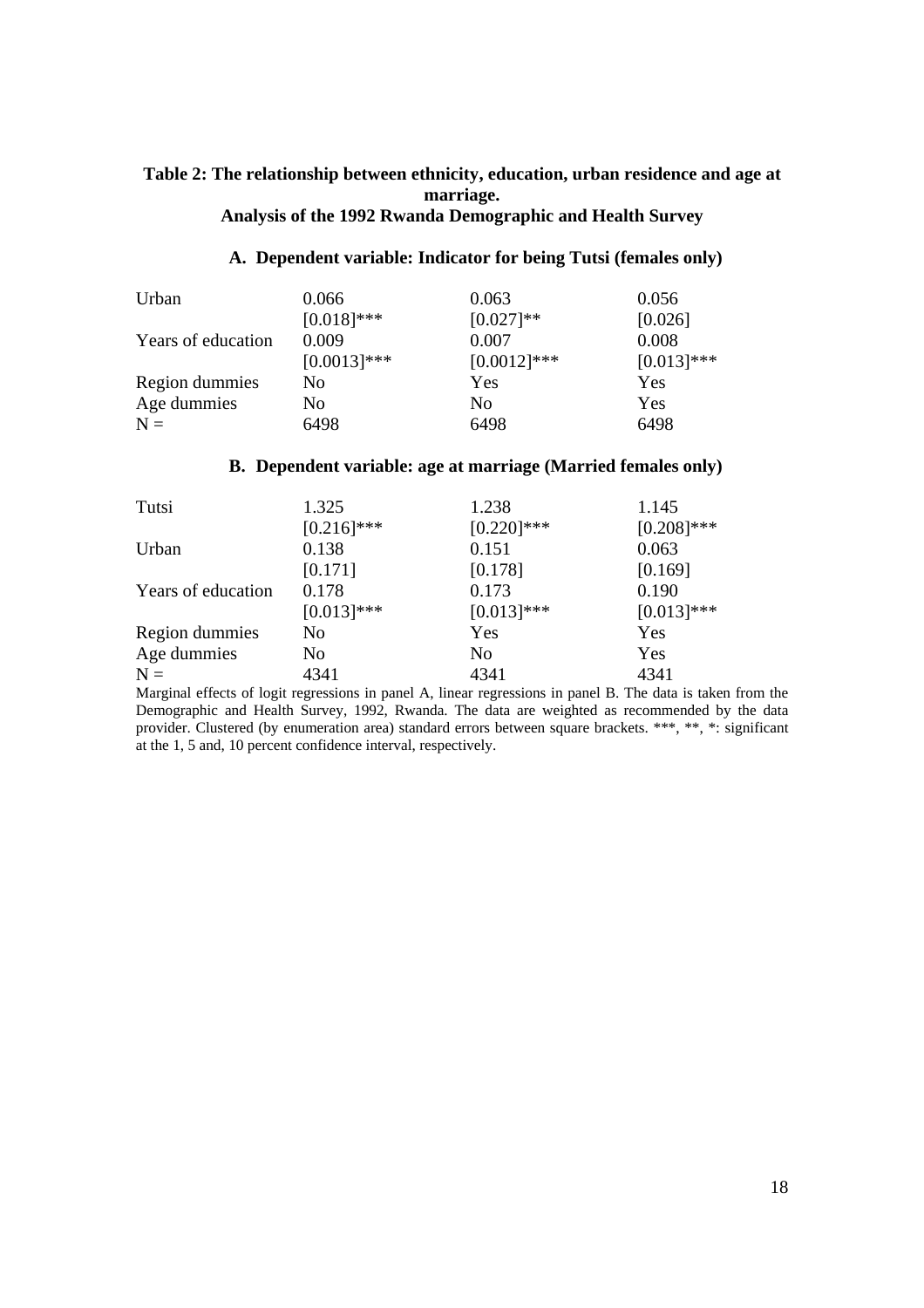**Table 2: The relationship between ethnicity, education, urban residence and age at marriage.**
**Analysis of the 1992 Rwanda Demographic and Health Survey**

**A. Dependent variable: Indicator for being Tutsi (females only)**

| | | | |
|---|---|---|---|
| Urban | 0.066 | 0.063 | 0.056 |
| | [0.018]*** | [0.027]** | [0.026] |
| Years of education | 0.009 | 0.007 | 0.008 |
| | [0.0013]*** | [0.0012]*** | [0.013]*** |
| Region dummies | No | Yes | Yes |
| Age dummies | No | No | Yes |
| N = | 6498 | 6498 | 6498 |

**B. Dependent variable: age at marriage (Married females only)**

| | | | |
|---|---|---|---|
| Tutsi | 1.325 | 1.238 | 1.145 |
| | [0.216]*** | [0.220]*** | [0.208]*** |
| Urban | 0.138 | 0.151 | 0.063 |
| | [0.171] | [0.178] | [0.169] |
| Years of education | 0.178 | 0.173 | 0.190 |
| | [0.013]*** | [0.013]*** | [0.013]*** |
| Region dummies | No | Yes | Yes |
| Age dummies | No | No | Yes |
| N = | 4341 | 4341 | 4341 |

Marginal effects of logit regressions in panel A, linear regressions in panel B. The data is taken from the Demographic and Health Survey, 1992, Rwanda. The data are weighted as recommended by the data provider. Clustered (by enumeration area) standard errors between square brackets. ***, **, *: significant at the 1, 5 and, 10 percent confidence interval, respectively.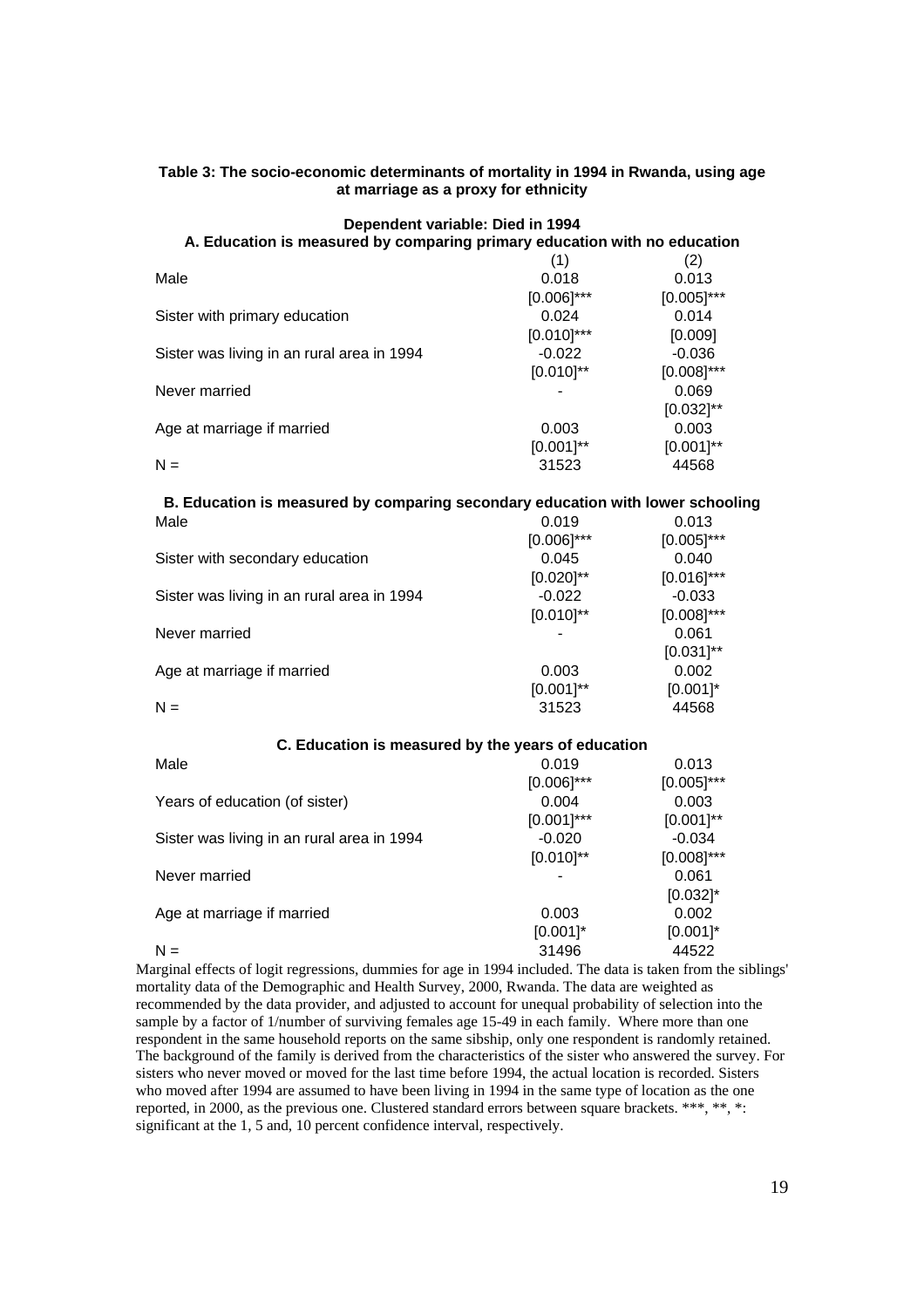**Table 3: The socio-economic determinants of mortality in 1994 in Rwanda, using age at marriage as a proxy for ethnicity**

**Dependent variable: Died in 1994**

**A. Education is measured by comparing primary education with no education**

| | (1) | (2) |
|---|---|---|
| Male | 0.018 | 0.013 |
| | [0.006]*** | [0.005]*** |
| Sister with primary education | 0.024 | 0.014 |
| | [0.010]*** | [0.009] |
| Sister was living in an rural area in 1994 | -0.022 | -0.036 |
| | [0.010]** | [0.008]*** |
| Never married | - | 0.069 |
| | | [0.032]** |
| Age at marriage if married | 0.003 | 0.003 |
| | [0.001]** | [0.001]** |
| N = | 31523 | 44568 |

**B. Education is measured by comparing secondary education with lower schooling**

| | (1) | (2) |
|---|---|---|
| Male | 0.019 | 0.013 |
| | [0.006]*** | [0.005]*** |
| Sister with secondary education | 0.045 | 0.040 |
| | [0.020]** | [0.016]*** |
| Sister was living in an rural area in 1994 | -0.022 | -0.033 |
| | [0.010]** | [0.008]*** |
| Never married | - | 0.061 |
| | | [0.031]** |
| Age at marriage if married | 0.003 | 0.002 |
| | [0.001]** | [0.001]* |
| N = | 31523 | 44568 |

**C. Education is measured by the years of education**

| | (1) | (2) |
|---|---|---|
| Male | 0.019 | 0.013 |
| | [0.006]*** | [0.005]*** |
| Years of education (of sister) | 0.004 | 0.003 |
| | [0.001]*** | [0.001]** |
| Sister was living in an rural area in 1994 | -0.020 | -0.034 |
| | [0.010]** | [0.008]*** |
| Never married | - | 0.061 |
| | | [0.032]* |
| Age at marriage if married | 0.003 | 0.002 |
| | [0.001]* | [0.001]* |
| N = | 31496 | 44522 |

Marginal effects of logit regressions, dummies for age in 1994 included. The data is taken from the siblings' mortality data of the Demographic and Health Survey, 2000, Rwanda. The data are weighted as recommended by the data provider, and adjusted to account for unequal probability of selection into the sample by a factor of 1/number of surviving females age 15-49 in each family. Where more than one respondent in the same household reports on the same sibship, only one respondent is randomly retained. The background of the family is derived from the characteristics of the sister who answered the survey. For sisters who never moved or moved for the last time before 1994, the actual location is recorded. Sisters who moved after 1994 are assumed to have been living in 1994 in the same type of location as the one reported, in 2000, as the previous one. Clustered standard errors between square brackets. ***, **, *: significant at the 1, 5 and, 10 percent confidence interval, respectively.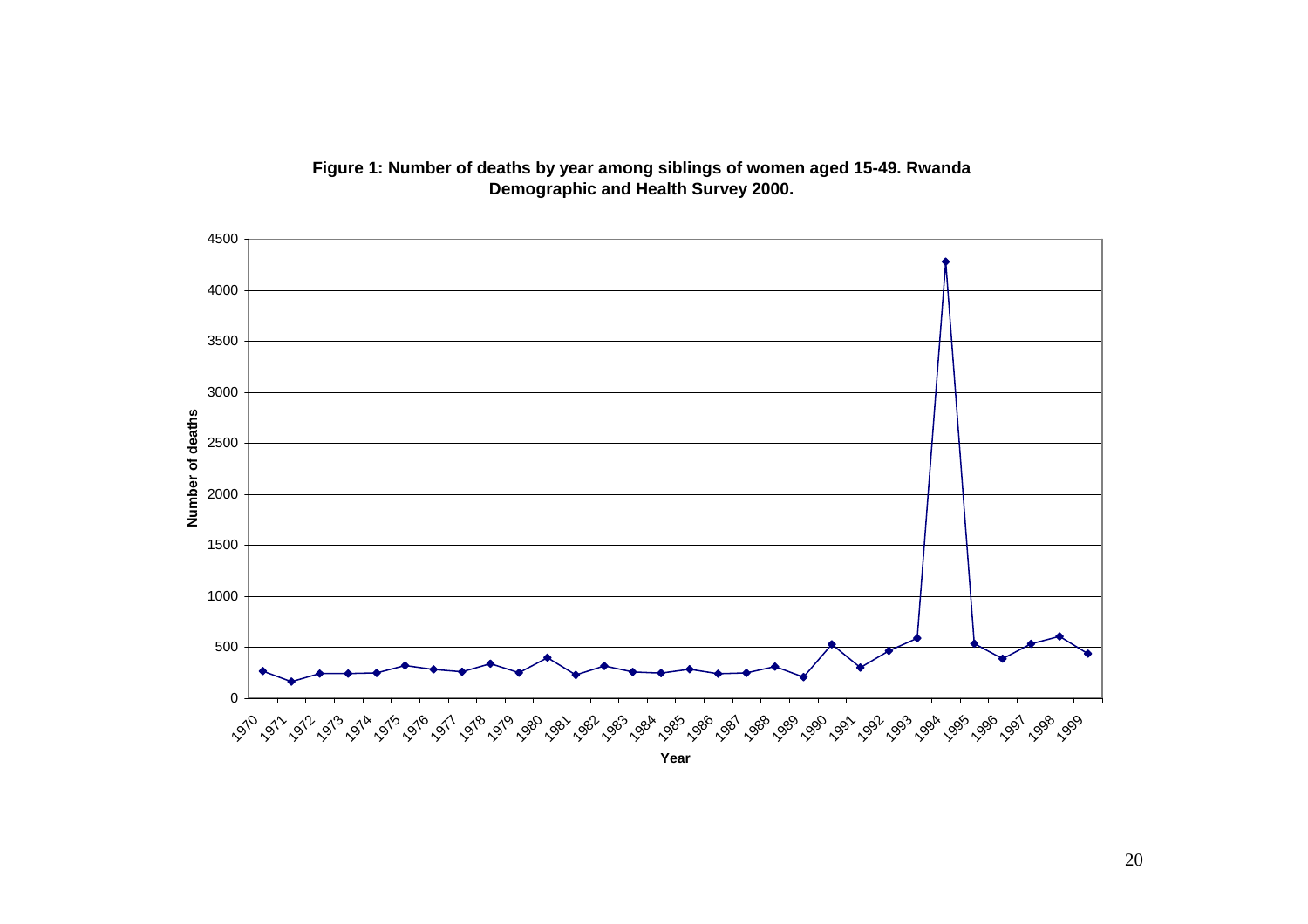**Figure 1: Number of deaths by year among siblings of women aged 15-49. Rwanda Demographic and Health Survey 2000.**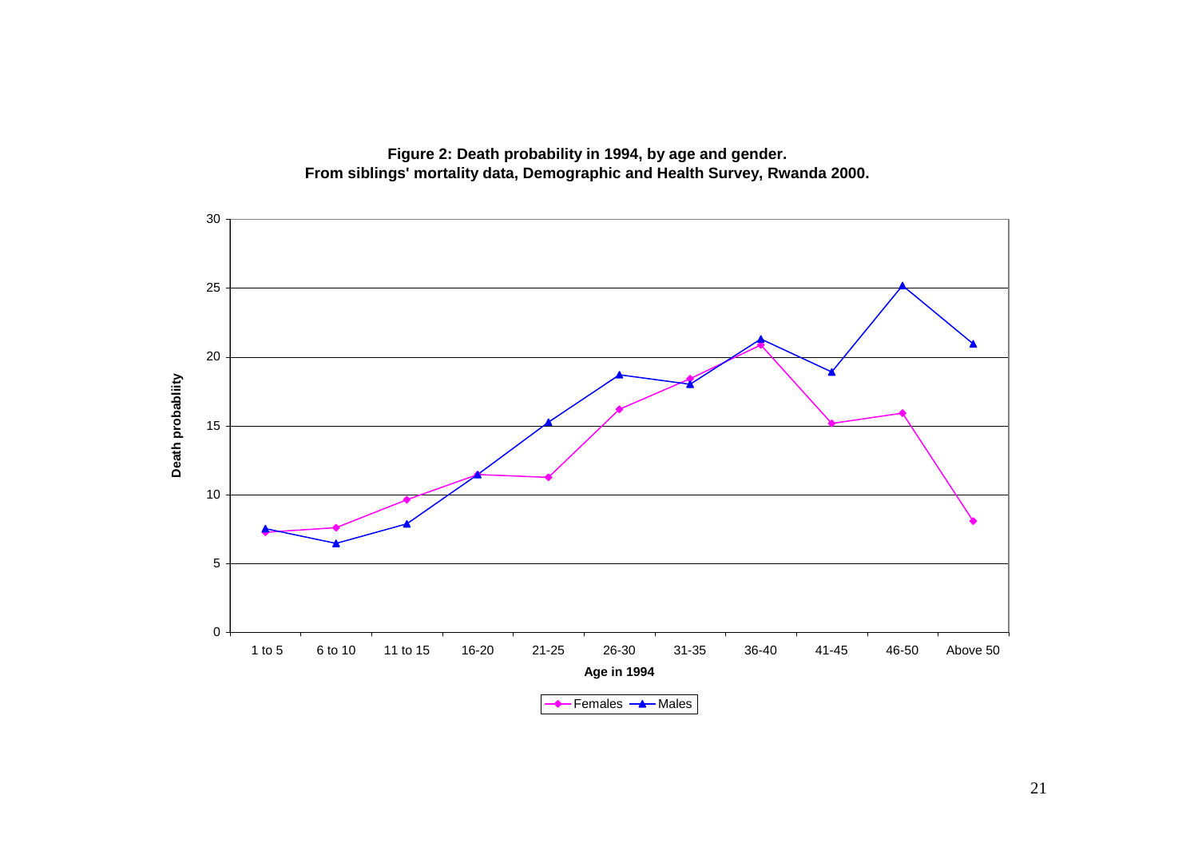**Figure 2: Death probability in 1994, by age and gender.**
**From siblings' mortality data, Demographic and Health Survey, Rwanda 2000.**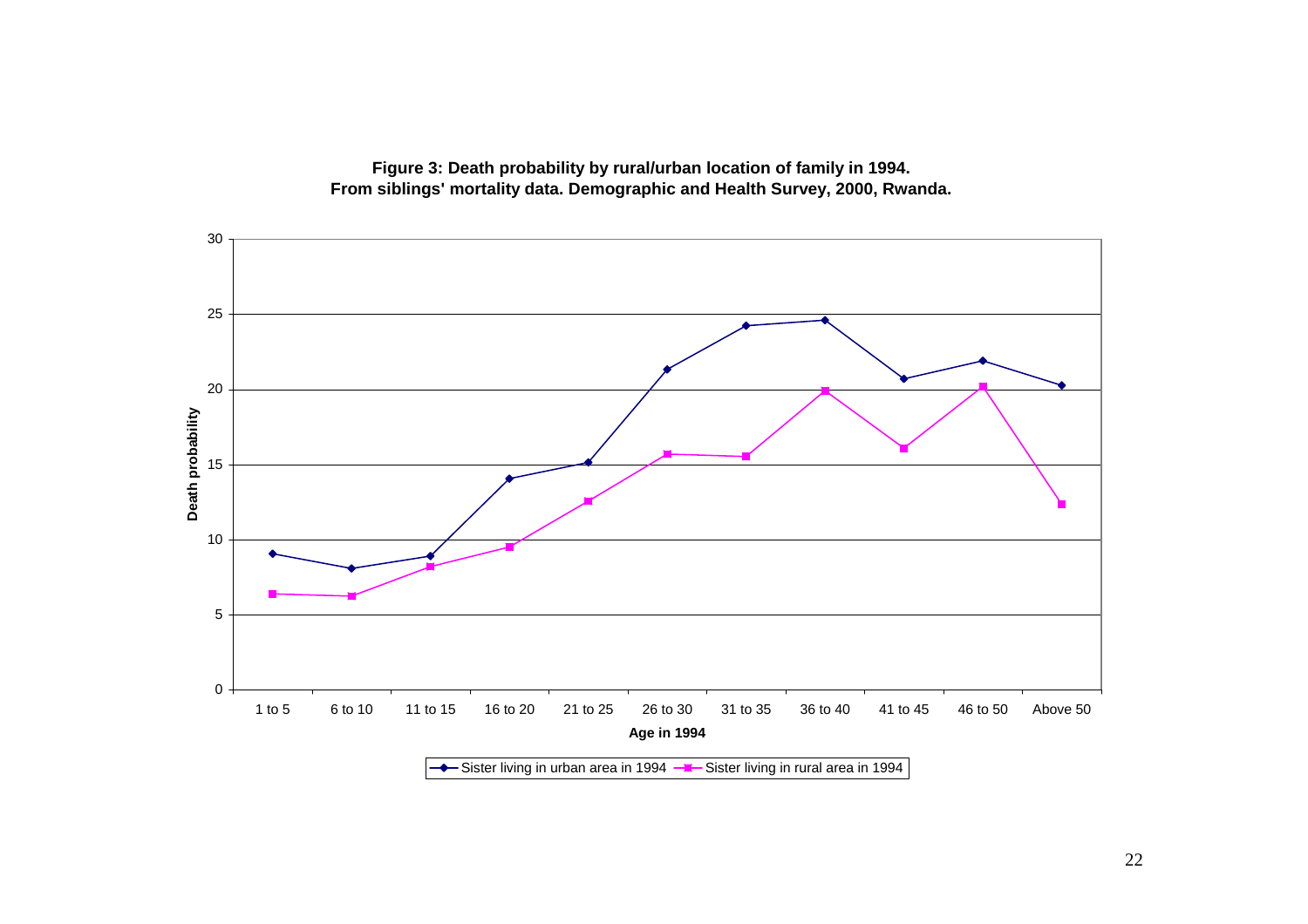**Figure 3: Death probability by rural/urban location of family in 1994.**
**From siblings' mortality data. Demographic and Health Survey, 2000, Rwanda.**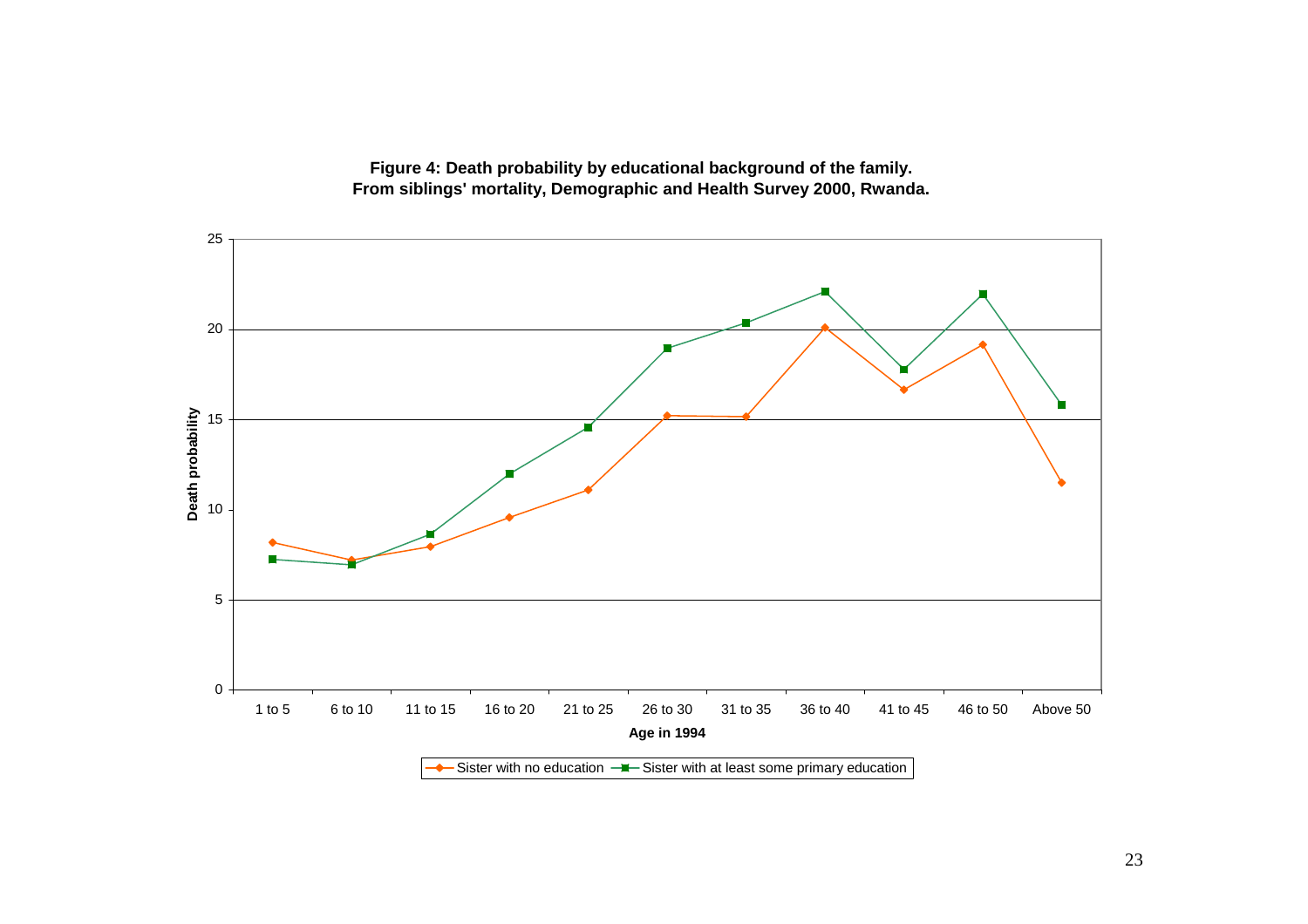**Figure 4: Death probability by educational background of the family.**
**From siblings' mortality, Demographic and Health Survey 2000, Rwanda.**

Death probability

Age in 1994

1 to 5 | 6 to 10 | 11 to 15 | 16 to 20 | 21 to 25 | 26 to 30 | 31 to 35 | 36 to 40 | 41 to 45 | 46 to 50 | Above 50

Sister with no education — Sister with at least some primary education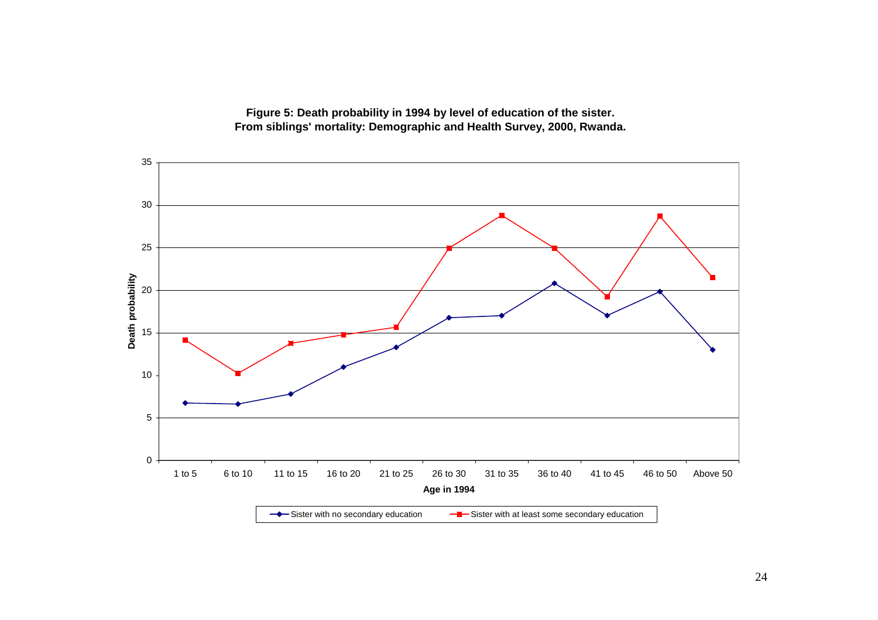**Figure 5: Death probability in 1994 by level of education of the sister.**
**From siblings' mortality: Demographic and Health Survey, 2000, Rwanda.**

Death probability

35
30
25
20
15
10
5
0

1 to 5
6 to 10
11 to 15
16 to 20
21 to 25
26 to 30
31 to 35
36 to 40
41 to 45
46 to 50
Above 50

Age in 1994

Sister with no secondary education
Sister with at least some secondary education